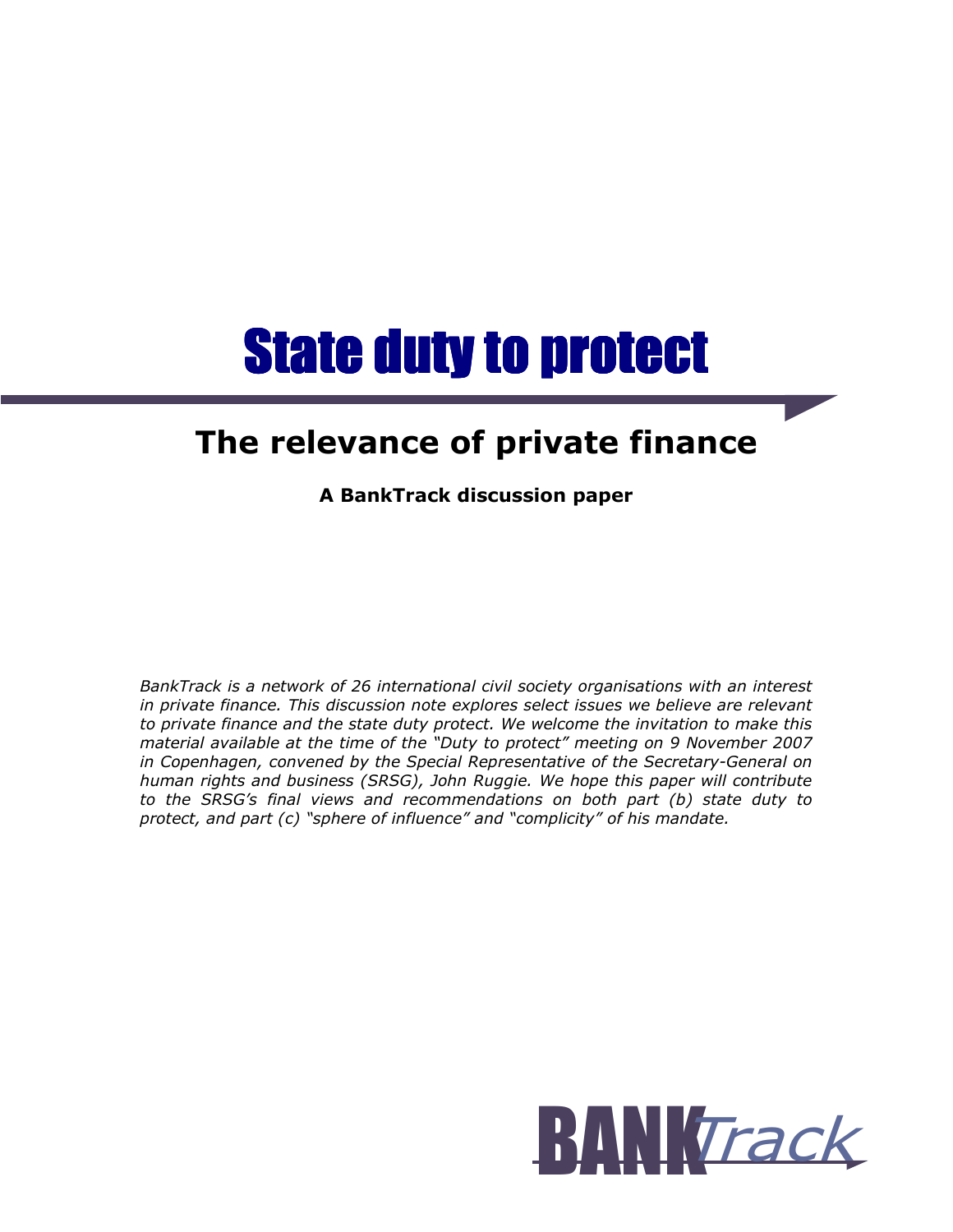# State duty to protect

## The relevance of private finance

**A BankTrack discussion paper**

*BankTrack is a network of 26 international civil society organisations with an interest in private finance. This discussion note explores select issues we believe are relevant to private finance and the state duty protect. We welcome the invitation to make this material available at the time of the "Duty to protect" meeting on 9 November 2007 in Copenhagen, convened by the Special Representative of the Secretary-General on human rights and business (SRSG), John Ruggie. We hope this paper will contribute to the SRSG's final views and recommendations on both part (b) state duty to protect, and part (c) "sphere of influence" and "complicity" of his mandate.*

BANKTrack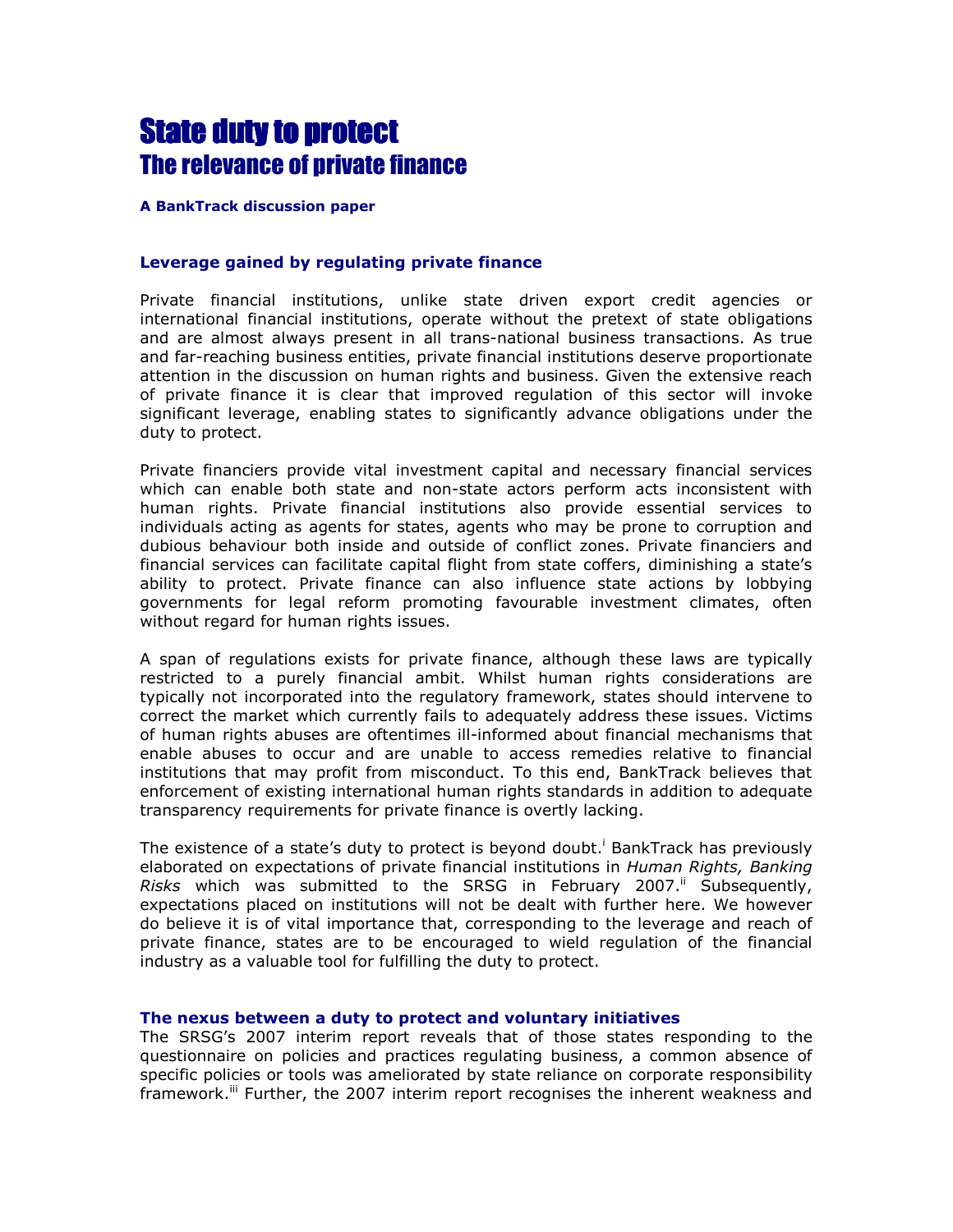# State duty to protect
## The relevance of private finance

**A BankTrack discussion paper**

### Leverage gained by regulating private finance

Private financial institutions, unlike state driven export credit agencies or international financial institutions, operate without the pretext of state obligations and are almost always present in all trans-national business transactions. As true and far-reaching business entities, private financial institutions deserve proportionate attention in the discussion on human rights and business. Given the extensive reach of private finance it is clear that improved regulation of this sector will invoke significant leverage, enabling states to significantly advance obligations under the duty to protect.

Private financiers provide vital investment capital and necessary financial services which can enable both state and non-state actors perform acts inconsistent with human rights. Private financial institutions also provide essential services to individuals acting as agents for states, agents who may be prone to corruption and dubious behaviour both inside and outside of conflict zones. Private financiers and financial services can facilitate capital flight from state coffers, diminishing a state's ability to protect. Private finance can also influence state actions by lobbying governments for legal reform promoting favourable investment climates, often without regard for human rights issues.

A span of regulations exists for private finance, although these laws are typically restricted to a purely financial ambit. Whilst human rights considerations are typically not incorporated into the regulatory framework, states should intervene to correct the market which currently fails to adequately address these issues. Victims of human rights abuses are oftentimes ill-informed about financial mechanisms that enable abuses to occur and are unable to access remedies relative to financial institutions that may profit from misconduct. To this end, BankTrack believes that enforcement of existing international human rights standards in addition to adequate transparency requirements for private finance is overtly lacking.

The existence of a state's duty to protect is beyond doubt.[i] BankTrack has previously elaborated on expectations of private financial institutions in *Human Rights, Banking Risks* which was submitted to the SRSG in February 2007.[ii] Subsequently, expectations placed on institutions will not be dealt with further here. We however do believe it is of vital importance that, corresponding to the leverage and reach of private finance, states are to be encouraged to wield regulation of the financial industry as a valuable tool for fulfilling the duty to protect.

### The nexus between a duty to protect and voluntary initiatives

The SRSG's 2007 interim report reveals that of those states responding to the questionnaire on policies and practices regulating business, a common absence of specific policies or tools was ameliorated by state reliance on corporate responsibility framework.[iii] Further, the 2007 interim report recognises the inherent weakness and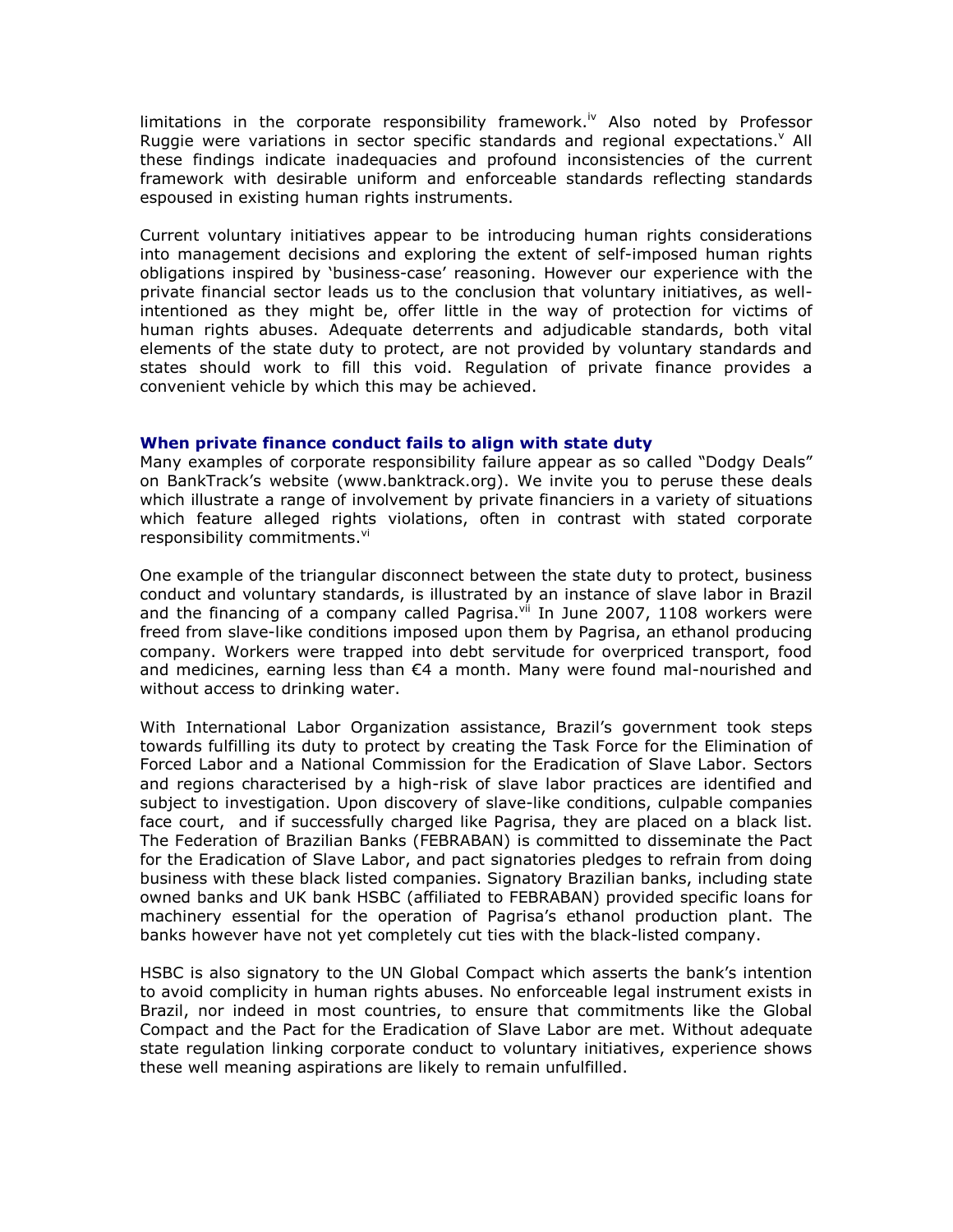limitations in the corporate responsibility framework.[iv] Also noted by Professor Ruggie were variations in sector specific standards and regional expectations.[v] All these findings indicate inadequacies and profound inconsistencies of the current framework with desirable uniform and enforceable standards reflecting standards espoused in existing human rights instruments.

Current voluntary initiatives appear to be introducing human rights considerations into management decisions and exploring the extent of self-imposed human rights obligations inspired by 'business-case' reasoning. However our experience with the private financial sector leads us to the conclusion that voluntary initiatives, as well-intentioned as they might be, offer little in the way of protection for victims of human rights abuses. Adequate deterrents and adjudicable standards, both vital elements of the state duty to protect, are not provided by voluntary standards and states should work to fill this void. Regulation of private finance provides a convenient vehicle by which this may be achieved.

### When private finance conduct fails to align with state duty

Many examples of corporate responsibility failure appear as so called "Dodgy Deals" on BankTrack's website (www.banktrack.org). We invite you to peruse these deals which illustrate a range of involvement by private financiers in a variety of situations which feature alleged rights violations, often in contrast with stated corporate responsibility commitments.[vi]

One example of the triangular disconnect between the state duty to protect, business conduct and voluntary standards, is illustrated by an instance of slave labor in Brazil and the financing of a company called Pagrisa.[vii] In June 2007, 1108 workers were freed from slave-like conditions imposed upon them by Pagrisa, an ethanol producing company. Workers were trapped into debt servitude for overpriced transport, food and medicines, earning less than €4 a month. Many were found mal-nourished and without access to drinking water.

With International Labor Organization assistance, Brazil's government took steps towards fulfilling its duty to protect by creating the Task Force for the Elimination of Forced Labor and a National Commission for the Eradication of Slave Labor. Sectors and regions characterised by a high-risk of slave labor practices are identified and subject to investigation. Upon discovery of slave-like conditions, culpable companies face court, and if successfully charged like Pagrisa, they are placed on a black list. The Federation of Brazilian Banks (FEBRABAN) is committed to disseminate the Pact for the Eradication of Slave Labor, and pact signatories pledges to refrain from doing business with these black listed companies. Signatory Brazilian banks, including state owned banks and UK bank HSBC (affiliated to FEBRABAN) provided specific loans for machinery essential for the operation of Pagrisa's ethanol production plant. The banks however have not yet completely cut ties with the black-listed company.

HSBC is also signatory to the UN Global Compact which asserts the bank's intention to avoid complicity in human rights abuses. No enforceable legal instrument exists in Brazil, nor indeed in most countries, to ensure that commitments like the Global Compact and the Pact for the Eradication of Slave Labor are met. Without adequate state regulation linking corporate conduct to voluntary initiatives, experience shows these well meaning aspirations are likely to remain unfulfilled.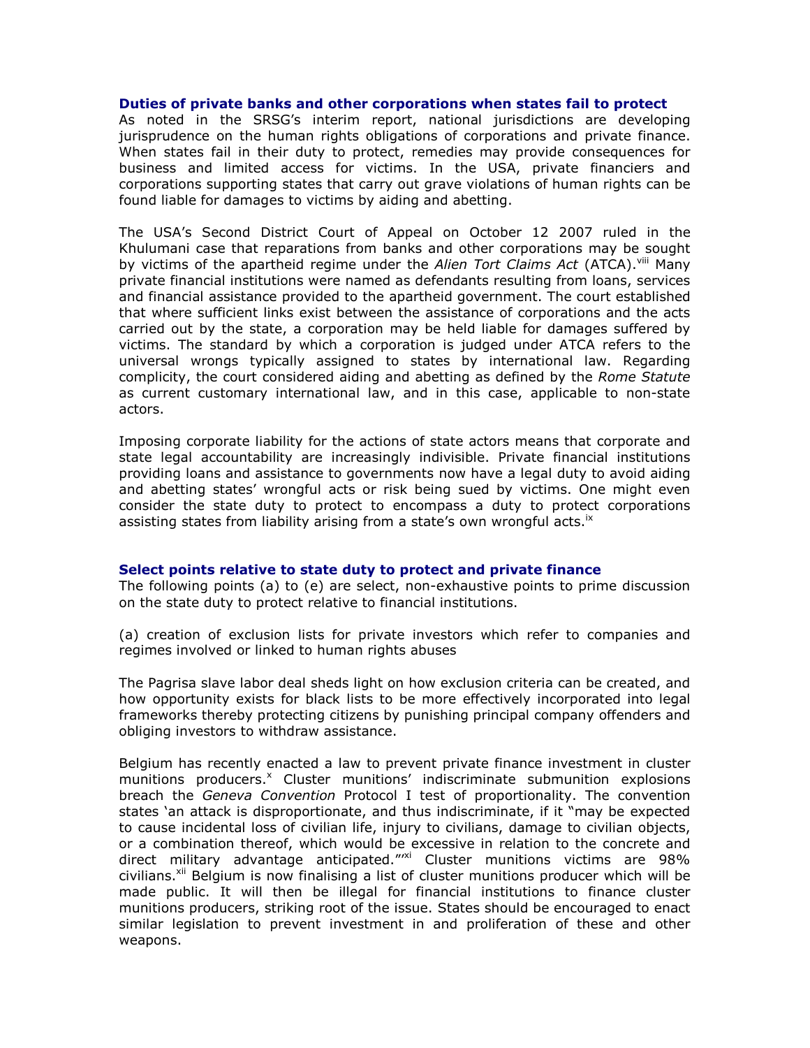### Duties of private banks and other corporations when states fail to protect

As noted in the SRSG's interim report, national jurisdictions are developing jurisprudence on the human rights obligations of corporations and private finance. When states fail in their duty to protect, remedies may provide consequences for business and limited access for victims. In the USA, private financiers and corporations supporting states that carry out grave violations of human rights can be found liable for damages to victims by aiding and abetting.

The USA's Second District Court of Appeal on October 12 2007 ruled in the Khulumani case that reparations from banks and other corporations may be sought by victims of the apartheid regime under the *Alien Tort Claims Act* (ATCA).[viii] Many private financial institutions were named as defendants resulting from loans, services and financial assistance provided to the apartheid government. The court established that where sufficient links exist between the assistance of corporations and the acts carried out by the state, a corporation may be held liable for damages suffered by victims. The standard by which a corporation is judged under ATCA refers to the universal wrongs typically assigned to states by international law. Regarding complicity, the court considered aiding and abetting as defined by the *Rome Statute* as current customary international law, and in this case, applicable to non-state actors.

Imposing corporate liability for the actions of state actors means that corporate and state legal accountability are increasingly indivisible. Private financial institutions providing loans and assistance to governments now have a legal duty to avoid aiding and abetting states' wrongful acts or risk being sued by victims. One might even consider the state duty to protect to encompass a duty to protect corporations assisting states from liability arising from a state's own wrongful acts.[ix]

### Select points relative to state duty to protect and private finance

The following points (a) to (e) are select, non-exhaustive points to prime discussion on the state duty to protect relative to financial institutions.

(a) creation of exclusion lists for private investors which refer to companies and regimes involved or linked to human rights abuses

The Pagrisa slave labor deal sheds light on how exclusion criteria can be created, and how opportunity exists for black lists to be more effectively incorporated into legal frameworks thereby protecting citizens by punishing principal company offenders and obliging investors to withdraw assistance.

Belgium has recently enacted a law to prevent private finance investment in cluster munitions producers.[x] Cluster munitions' indiscriminate submunition explosions breach the *Geneva Convention* Protocol I test of proportionality. The convention states 'an attack is disproportionate, and thus indiscriminate, if it "may be expected to cause incidental loss of civilian life, injury to civilians, damage to civilian objects, or a combination thereof, which would be excessive in relation to the concrete and direct military advantage anticipated."'[xi] Cluster munitions victims are 98% civilians.[xii] Belgium is now finalising a list of cluster munitions producer which will be made public. It will then be illegal for financial institutions to finance cluster munitions producers, striking root of the issue. States should be encouraged to enact similar legislation to prevent investment in and proliferation of these and other weapons.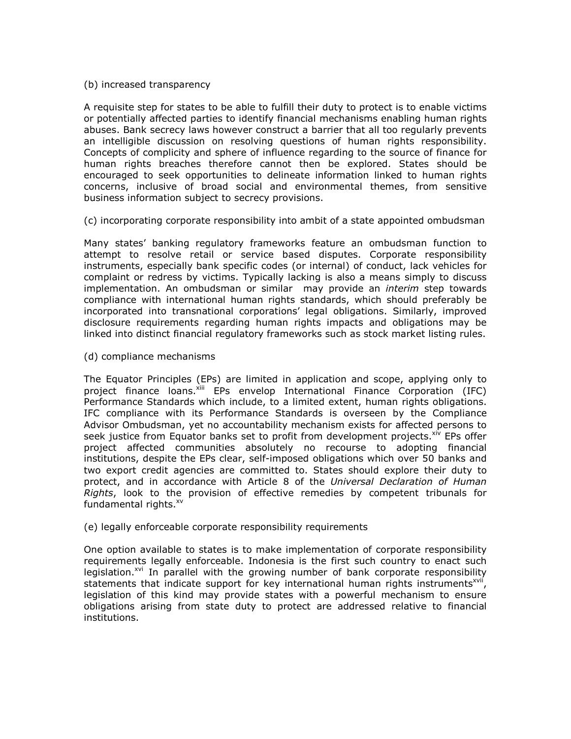(b) increased transparency

A requisite step for states to be able to fulfill their duty to protect is to enable victims or potentially affected parties to identify financial mechanisms enabling human rights abuses. Bank secrecy laws however construct a barrier that all too regularly prevents an intelligible discussion on resolving questions of human rights responsibility. Concepts of complicity and sphere of influence regarding to the source of finance for human rights breaches therefore cannot then be explored. States should be encouraged to seek opportunities to delineate information linked to human rights concerns, inclusive of broad social and environmental themes, from sensitive business information subject to secrecy provisions.

(c) incorporating corporate responsibility into ambit of a state appointed ombudsman

Many states' banking regulatory frameworks feature an ombudsman function to attempt to resolve retail or service based disputes. Corporate responsibility instruments, especially bank specific codes (or internal) of conduct, lack vehicles for complaint or redress by victims. Typically lacking is also a means simply to discuss implementation. An ombudsman or similar may provide an *interim* step towards compliance with international human rights standards, which should preferably be incorporated into transnational corporations' legal obligations. Similarly, improved disclosure requirements regarding human rights impacts and obligations may be linked into distinct financial regulatory frameworks such as stock market listing rules.

(d) compliance mechanisms

The Equator Principles (EPs) are limited in application and scope, applying only to project finance loans.[xiii] EPs envelop International Finance Corporation (IFC) Performance Standards which include, to a limited extent, human rights obligations. IFC compliance with its Performance Standards is overseen by the Compliance Advisor Ombudsman, yet no accountability mechanism exists for affected persons to seek justice from Equator banks set to profit from development projects.[xiv] EPs offer project affected communities absolutely no recourse to adopting financial institutions, despite the EPs clear, self-imposed obligations which over 50 banks and two export credit agencies are committed to. States should explore their duty to protect, and in accordance with Article 8 of the *Universal Declaration of Human Rights*, look to the provision of effective remedies by competent tribunals for fundamental rights.[xv]

(e) legally enforceable corporate responsibility requirements

One option available to states is to make implementation of corporate responsibility requirements legally enforceable. Indonesia is the first such country to enact such legislation.[xvi] In parallel with the growing number of bank corporate responsibility statements that indicate support for key international human rights instruments[xvii], legislation of this kind may provide states with a powerful mechanism to ensure obligations arising from state duty to protect are addressed relative to financial institutions.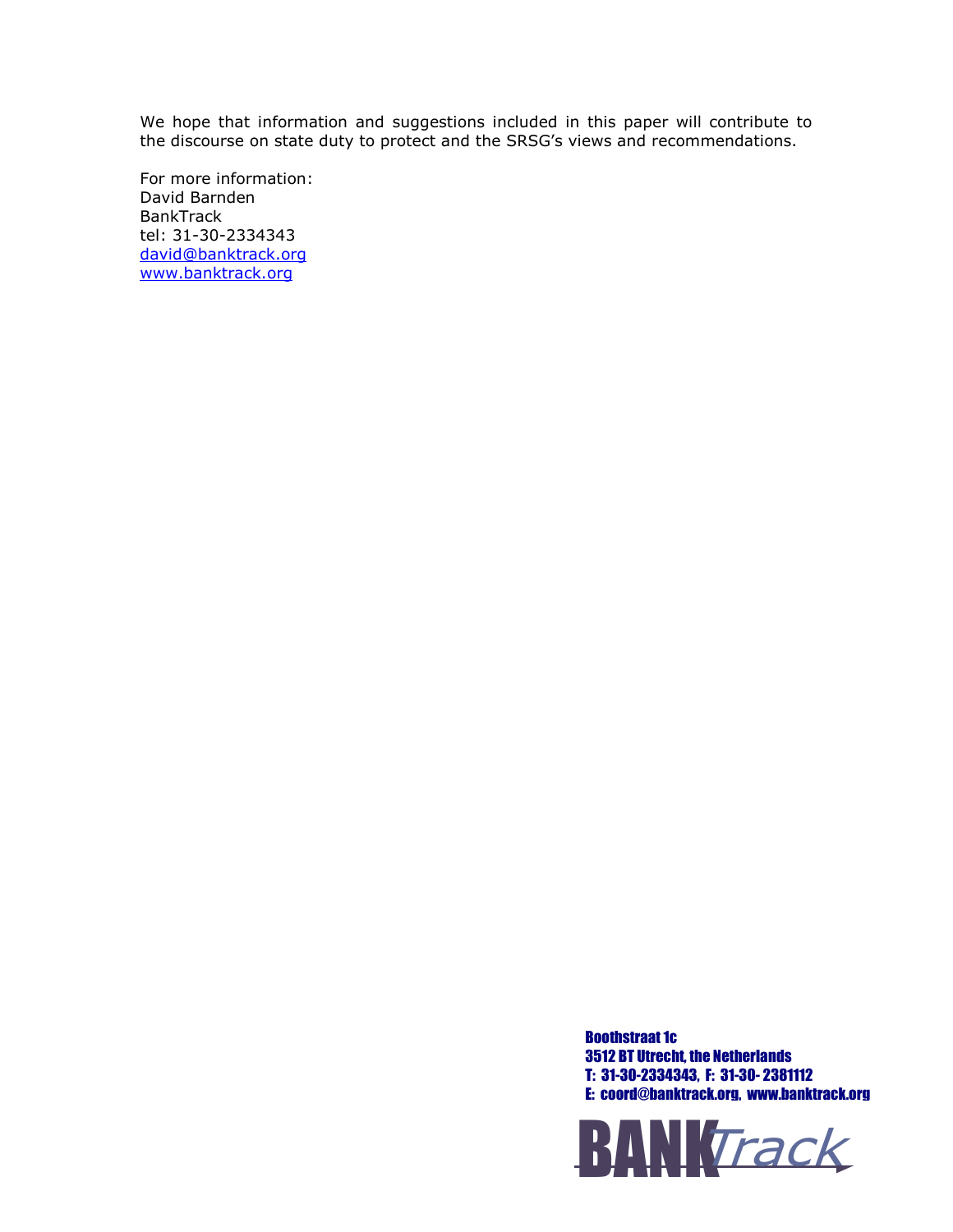We hope that information and suggestions included in this paper will contribute to the discourse on state duty to protect and the SRSG's views and recommendations.

For more information:
David Barnden
BankTrack
tel: 31-30-2334343
david@banktrack.org
www.banktrack.org

**Boothstraat 1c**
**3512 BT Utrecht, the Netherlands**
**T: 31-30-2334343, F: 31-30- 2381112**
**E: coord@banktrack.org, www.banktrack.org**

BANKTrack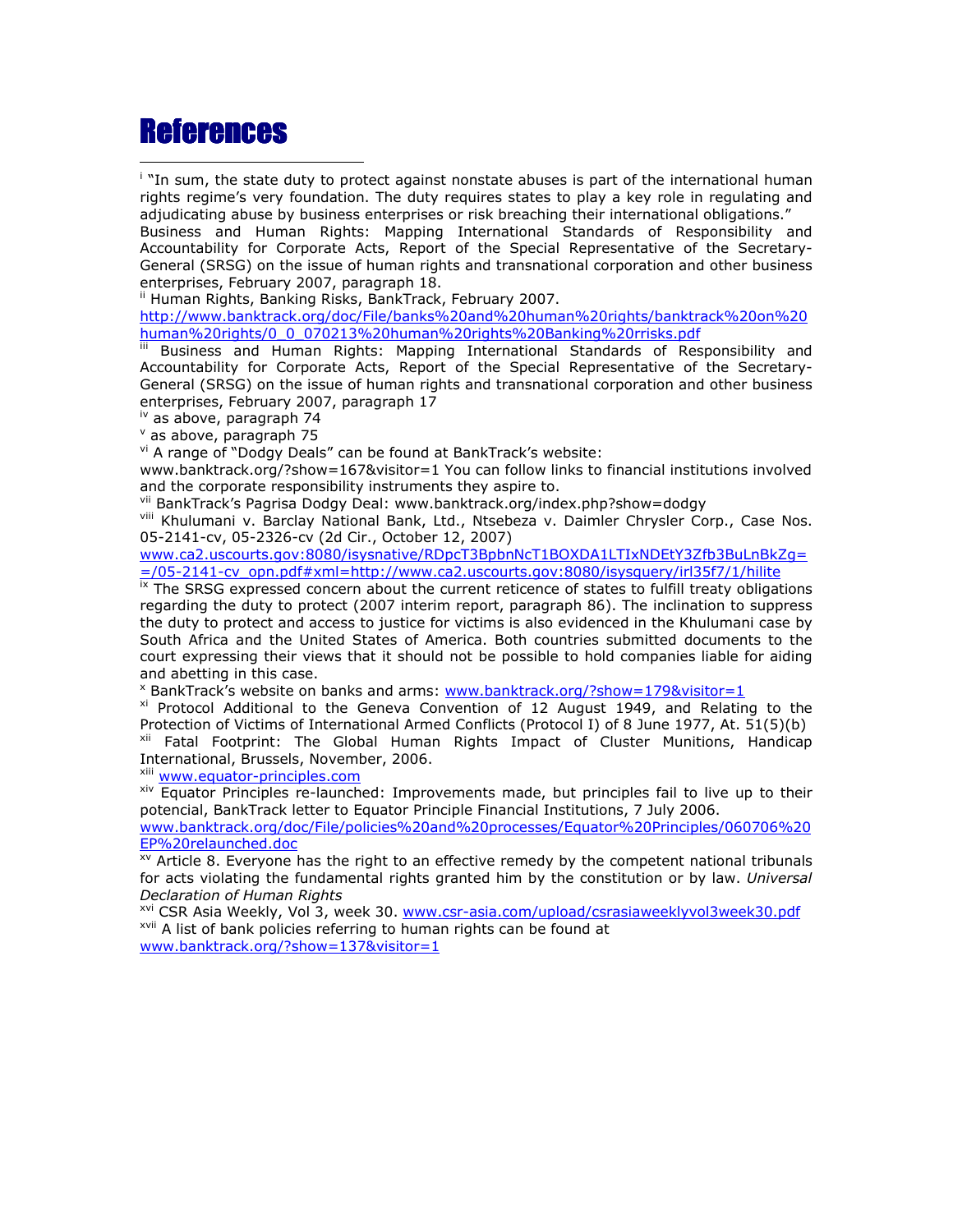# References

[i] "In sum, the state duty to protect against nonstate abuses is part of the international human rights regime's very foundation. The duty requires states to play a key role in regulating and adjudicating abuse by business enterprises or risk breaching their international obligations."
Business and Human Rights: Mapping International Standards of Responsibility and Accountability for Corporate Acts, Report of the Special Representative of the Secretary-General (SRSG) on the issue of human rights and transnational corporation and other business enterprises, February 2007, paragraph 18.

[ii] Human Rights, Banking Risks, BankTrack, February 2007.
http://www.banktrack.org/doc/File/banks%20and%20human%20rights/banktrack%20on%20human%20rights/0_0_070213%20human%20rights%20Banking%20rrisks.pdf

[iii] Business and Human Rights: Mapping International Standards of Responsibility and Accountability for Corporate Acts, Report of the Special Representative of the Secretary-General (SRSG) on the issue of human rights and transnational corporation and other business enterprises, February 2007, paragraph 17

[iv] as above, paragraph 74

[v] as above, paragraph 75

[vi] A range of "Dodgy Deals" can be found at BankTrack's website:
www.banktrack.org/?show=167&visitor=1 You can follow links to financial institutions involved and the corporate responsibility instruments they aspire to.

[vii] BankTrack's Pagrisa Dodgy Deal: www.banktrack.org/index.php?show=dodgy

[viii] Khulumani v. Barclay National Bank, Ltd., Ntsebeza v. Daimler Chrysler Corp., Case Nos. 05-2141-cv, 05-2326-cv (2d Cir., October 12, 2007)
www.ca2.uscourts.gov:8080/isysnative/RDpcT3BpbnNcT1BOXDA1LTIxNDEtY3Zfb3BuLnBkZg==/05-2141-cv_opn.pdf#xml=http://www.ca2.uscourts.gov:8080/isysquery/irl35f7/1/hilite

[ix] The SRSG expressed concern about the current reticence of states to fulfill treaty obligations regarding the duty to protect (2007 interim report, paragraph 86). The inclination to suppress the duty to protect and access to justice for victims is also evidenced in the Khulumani case by South Africa and the United States of America. Both countries submitted documents to the court expressing their views that it should not be possible to hold companies liable for aiding and abetting in this case.

[x] BankTrack's website on banks and arms: www.banktrack.org/?show=179&visitor=1

[xi] Protocol Additional to the Geneva Convention of 12 August 1949, and Relating to the Protection of Victims of International Armed Conflicts (Protocol I) of 8 June 1977, At. 51(5)(b)

[xii] Fatal Footprint: The Global Human Rights Impact of Cluster Munitions, Handicap International, Brussels, November, 2006.

[xiii] www.equator-principles.com

[xiv] Equator Principles re-launched: Improvements made, but principles fail to live up to their potencial, BankTrack letter to Equator Principle Financial Institutions, 7 July 2006.
www.banktrack.org/doc/File/policies%20and%20processes/Equator%20Principles/060706%20EP%20relaunched.doc

[xv] Article 8. Everyone has the right to an effective remedy by the competent national tribunals for acts violating the fundamental rights granted him by the constitution or by law. *Universal Declaration of Human Rights*

[xvi] CSR Asia Weekly, Vol 3, week 30. www.csr-asia.com/upload/csrasiaweeklyvol3week30.pdf

[xvii] A list of bank policies referring to human rights can be found at
www.banktrack.org/?show=137&visitor=1